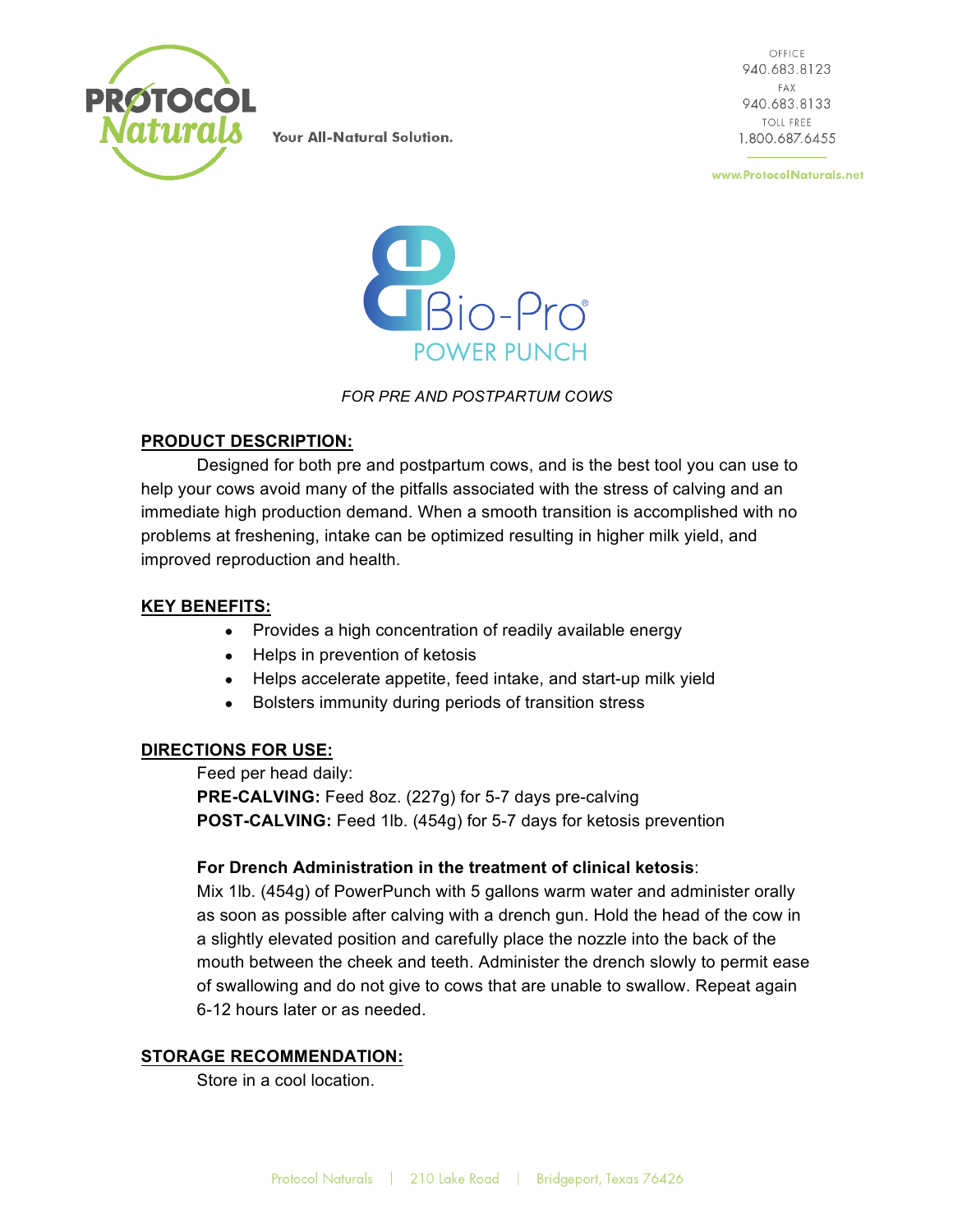PROTOCOL Naturals

Your All-Natural Solution.

OFFICE
940.683.8123
FAX
940.683.8133
TOLL FREE
1.800.687.6455

www.ProtocolNaturals.net

# Bio-Pro®
## POWER PUNCH

*FOR PRE AND POSTPARTUM COWS*

**PRODUCT DESCRIPTION:**

Designed for both pre and postpartum cows, and is the best tool you can use to help your cows avoid many of the pitfalls associated with the stress of calving and an immediate high production demand. When a smooth transition is accomplished with no problems at freshening, intake can be optimized resulting in higher milk yield, and improved reproduction and health.

**KEY BENEFITS:**

- Provides a high concentration of readily available energy
- Helps in prevention of ketosis
- Helps accelerate appetite, feed intake, and start-up milk yield
- Bolsters immunity during periods of transition stress

**DIRECTIONS FOR USE:**

Feed per head daily:
**PRE-CALVING:** Feed 8oz. (227g) for 5-7 days pre-calving
**POST-CALVING:** Feed 1lb. (454g) for 5-7 days for ketosis prevention

**For Drench Administration in the treatment of clinical ketosis**:
Mix 1lb. (454g) of PowerPunch with 5 gallons warm water and administer orally as soon as possible after calving with a drench gun. Hold the head of the cow in a slightly elevated position and carefully place the nozzle into the back of the mouth between the cheek and teeth. Administer the drench slowly to permit ease of swallowing and do not give to cows that are unable to swallow. Repeat again 6-12 hours later or as needed.

**STORAGE RECOMMENDATION:**

Store in a cool location.

Protocol Naturals | 210 Lake Road | Bridgeport, Texas 76426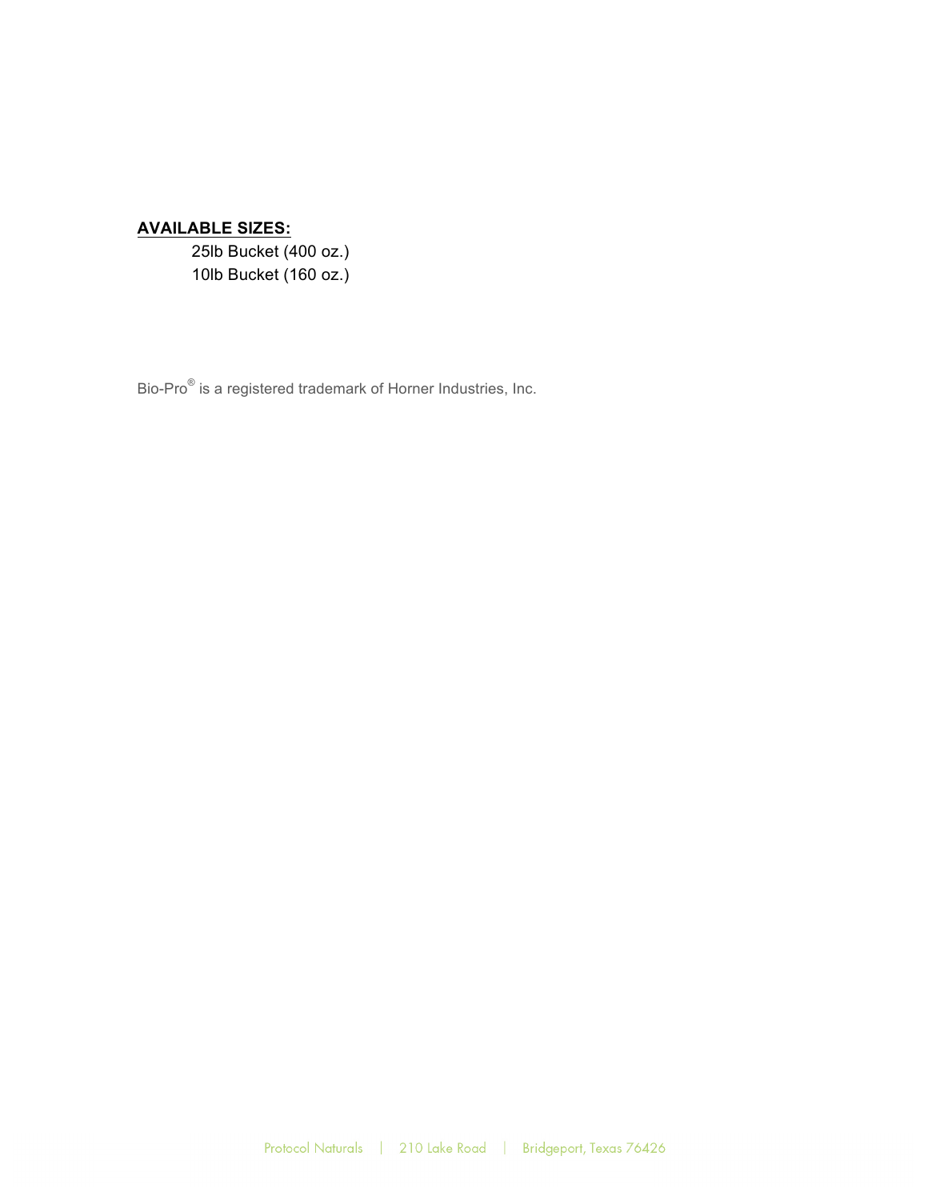**AVAILABLE SIZES:**

25lb Bucket (400 oz.)
10lb Bucket (160 oz.)

Bio-Pro® is a registered trademark of Horner Industries, Inc.

Protocol Naturals | 210 Lake Road | Bridgeport, Texas 76426